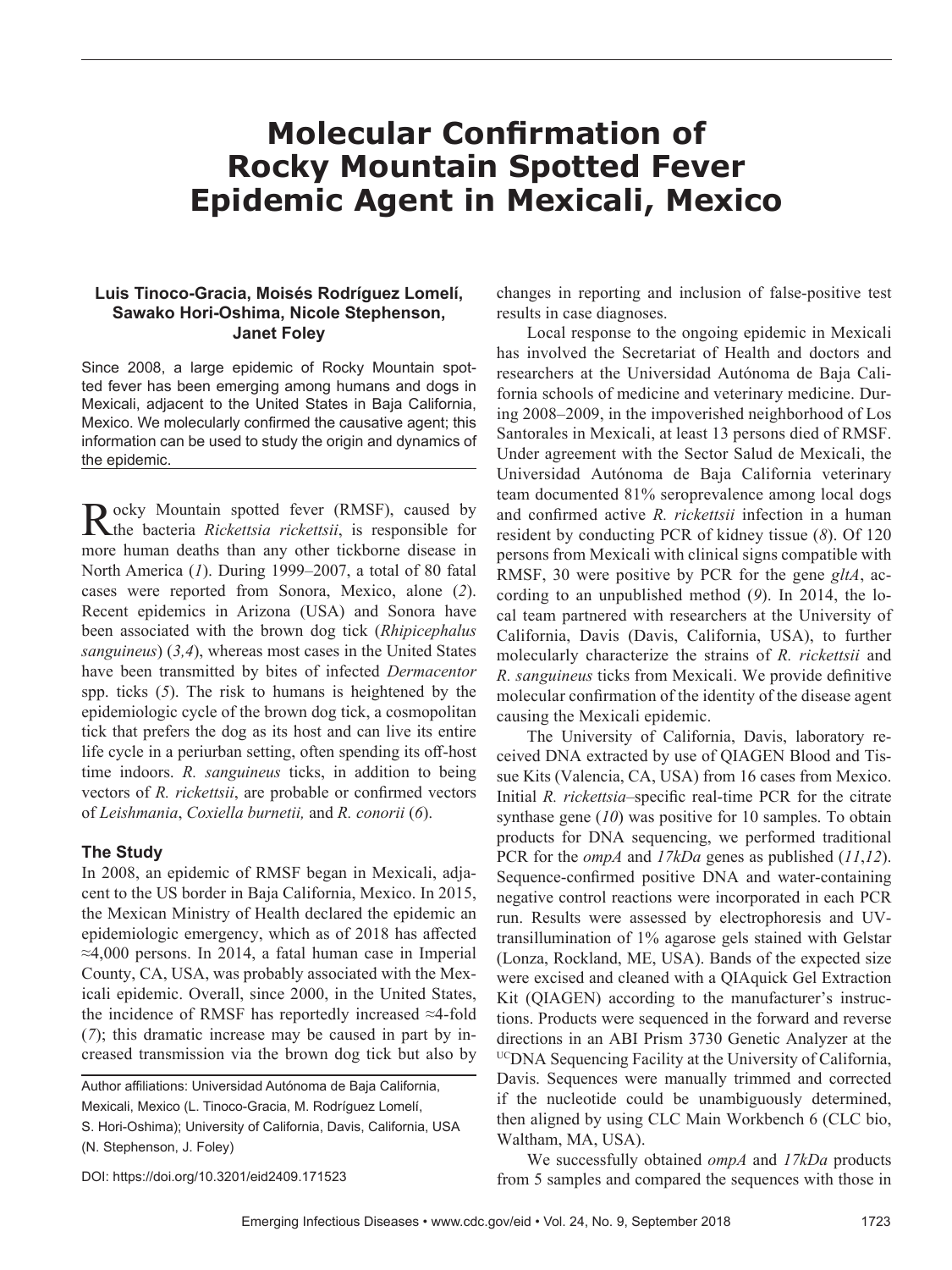# Molecular Confirmation of Rocky Mountain Spotted Fever Epidemic Agent in Mexicali, Mexico

**Luis Tinoco-Gracia, Moisés Rodríguez Lomelí, Sawako Hori-Oshima, Nicole Stephenson, Janet Foley**

Since 2008, a large epidemic of Rocky Mountain spotted fever has been emerging among humans and dogs in Mexicali, adjacent to the United States in Baja California, Mexico. We molecularly confirmed the causative agent; this information can be used to study the origin and dynamics of the epidemic.

Rocky Mountain spotted fever (RMSF), caused by the bacteria *Rickettsia rickettsii*, is responsible for more human deaths than any other tickborne disease in North America (*1*). During 1999–2007, a total of 80 fatal cases were reported from Sonora, Mexico, alone (*2*). Recent epidemics in Arizona (USA) and Sonora have been associated with the brown dog tick (*Rhipicephalus sanguineus*) (*3,4*), whereas most cases in the United States have been transmitted by bites of infected *Dermacentor* spp. ticks (*5*). The risk to humans is heightened by the epidemiologic cycle of the brown dog tick, a cosmopolitan tick that prefers the dog as its host and can live its entire life cycle in a periurban setting, often spending its off-host time indoors. *R. sanguineus* ticks, in addition to being vectors of *R. rickettsii*, are probable or confirmed vectors of *Leishmania*, *Coxiella burnetii,* and *R. conorii* (*6*).

## The Study

In 2008, an epidemic of RMSF began in Mexicali, adjacent to the US border in Baja California, Mexico. In 2015, the Mexican Ministry of Health declared the epidemic an epidemiologic emergency, which as of 2018 has affected ≈4,000 persons. In 2014, a fatal human case in Imperial County, CA, USA, was probably associated with the Mexicali epidemic. Overall, since 2000, in the United States, the incidence of RMSF has reportedly increased ≈4-fold (*7*); this dramatic increase may be caused in part by increased transmission via the brown dog tick but also by changes in reporting and inclusion of false-positive test results in case diagnoses.

Local response to the ongoing epidemic in Mexicali has involved the Secretariat of Health and doctors and researchers at the Universidad Autónoma de Baja California schools of medicine and veterinary medicine. During 2008–2009, in the impoverished neighborhood of Los Santorales in Mexicali, at least 13 persons died of RMSF. Under agreement with the Sector Salud de Mexicali, the Universidad Autónoma de Baja California veterinary team documented 81% seroprevalence among local dogs and confirmed active *R. rickettsii* infection in a human resident by conducting PCR of kidney tissue (*8*). Of 120 persons from Mexicali with clinical signs compatible with RMSF, 30 were positive by PCR for the gene *gltA*, according to an unpublished method (*9*). In 2014, the local team partnered with researchers at the University of California, Davis (Davis, California, USA), to further molecularly characterize the strains of *R. rickettsii* and *R. sanguineus* ticks from Mexicali. We provide definitive molecular confirmation of the identity of the disease agent causing the Mexicali epidemic.

The University of California, Davis, laboratory received DNA extracted by use of QIAGEN Blood and Tissue Kits (Valencia, CA, USA) from 16 cases from Mexico. Initial *R. rickettsia*–specific real-time PCR for the citrate synthase gene (*10*) was positive for 10 samples. To obtain products for DNA sequencing, we performed traditional PCR for the *ompA* and *17kDa* genes as published (*11*,*12*). Sequence-confirmed positive DNA and water-containing negative control reactions were incorporated in each PCR run. Results were assessed by electrophoresis and UV-transillumination of 1% agarose gels stained with Gelstar (Lonza, Rockland, ME, USA). Bands of the expected size were excised and cleaned with a QIAquick Gel Extraction Kit (QIAGEN) according to the manufacturer's instructions. Products were sequenced in the forward and reverse directions in an ABI Prism 3730 Genetic Analyzer at the [UC]DNA Sequencing Facility at the University of California, Davis. Sequences were manually trimmed and corrected if the nucleotide could be unambiguously determined, then aligned by using CLC Main Workbench 6 (CLC bio, Waltham, MA, USA).

We successfully obtained *ompA* and *17kDa* products from 5 samples and compared the sequences with those in

Author affiliations: Universidad Autónoma de Baja California, Mexicali, Mexico (L. Tinoco-Gracia, M. Rodríguez Lomelí, S. Hori-Oshima); University of California, Davis, California, USA (N. Stephenson, J. Foley)

DOI: https://doi.org/10.3201/eid2409.171523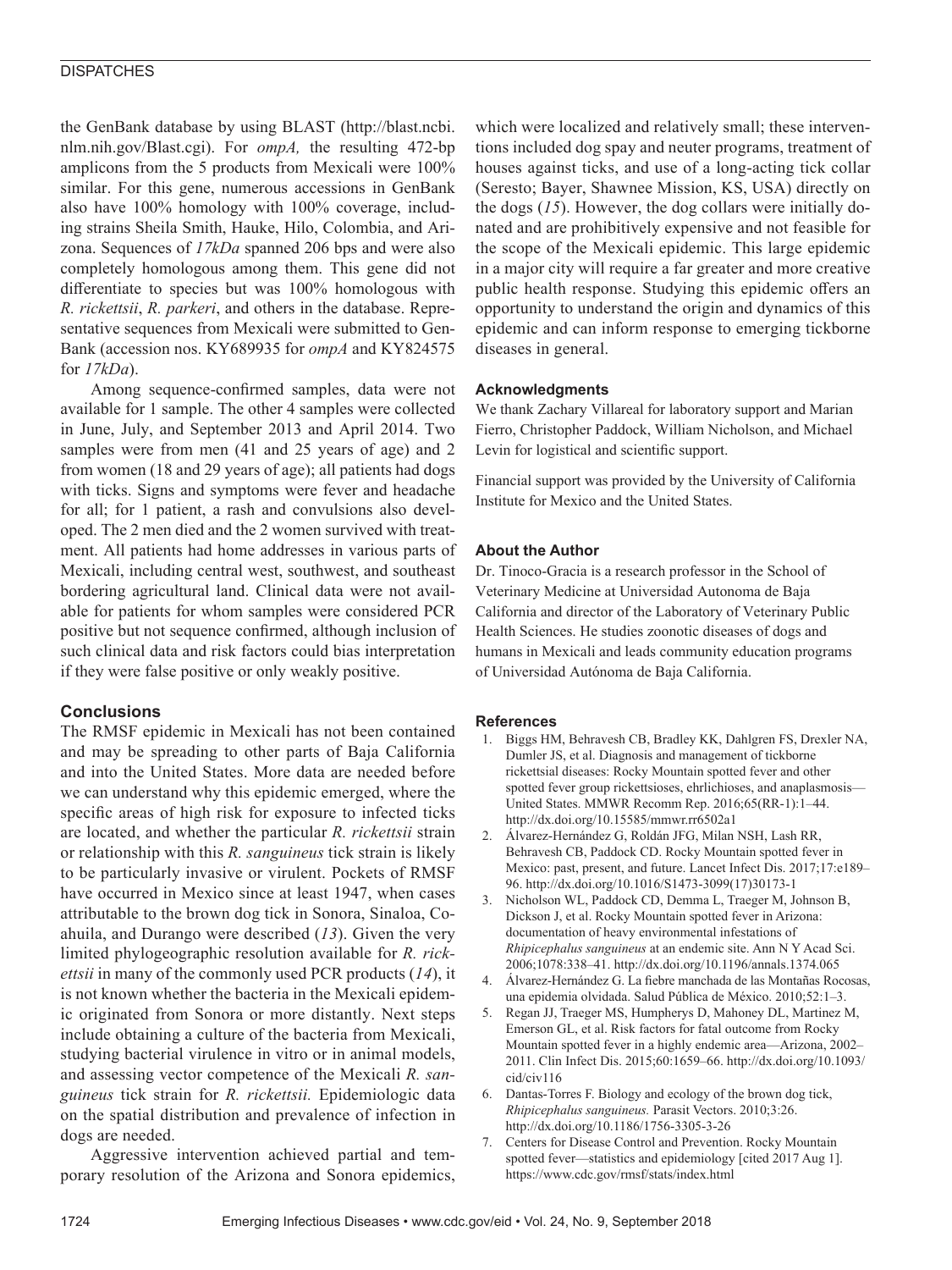the GenBank database by using BLAST (http://blast.ncbi.nlm.nih.gov/Blast.cgi). For *ompA,* the resulting 472-bp amplicons from the 5 products from Mexicali were 100% similar. For this gene, numerous accessions in GenBank also have 100% homology with 100% coverage, including strains Sheila Smith, Hauke, Hilo, Colombia, and Arizona. Sequences of *17kDa* spanned 206 bps and were also completely homologous among them. This gene did not differentiate to species but was 100% homologous with *R. rickettsii*, *R. parkeri*, and others in the database. Representative sequences from Mexicali were submitted to GenBank (accession nos. KY689935 for *ompA* and KY824575 for *17kDa*).

Among sequence-confirmed samples, data were not available for 1 sample. The other 4 samples were collected in June, July, and September 2013 and April 2014. Two samples were from men (41 and 25 years of age) and 2 from women (18 and 29 years of age); all patients had dogs with ticks. Signs and symptoms were fever and headache for all; for 1 patient, a rash and convulsions also developed. The 2 men died and the 2 women survived with treatment. All patients had home addresses in various parts of Mexicali, including central west, southwest, and southeast bordering agricultural land. Clinical data were not available for patients for whom samples were considered PCR positive but not sequence confirmed, although inclusion of such clinical data and risk factors could bias interpretation if they were false positive or only weakly positive.

## Conclusions

The RMSF epidemic in Mexicali has not been contained and may be spreading to other parts of Baja California and into the United States. More data are needed before we can understand why this epidemic emerged, where the specific areas of high risk for exposure to infected ticks are located, and whether the particular *R. rickettsii* strain or relationship with this *R. sanguineus* tick strain is likely to be particularly invasive or virulent. Pockets of RMSF have occurred in Mexico since at least 1947, when cases attributable to the brown dog tick in Sonora, Sinaloa, Coahuila, and Durango were described (*13*). Given the very limited phylogeographic resolution available for *R. rickettsii* in many of the commonly used PCR products (*14*), it is not known whether the bacteria in the Mexicali epidemic originated from Sonora or more distantly. Next steps include obtaining a culture of the bacteria from Mexicali, studying bacterial virulence in vitro or in animal models, and assessing vector competence of the Mexicali *R. sanguineus* tick strain for *R. rickettsii.* Epidemiologic data on the spatial distribution and prevalence of infection in dogs are needed.

Aggressive intervention achieved partial and temporary resolution of the Arizona and Sonora epidemics, which were localized and relatively small; these interventions included dog spay and neuter programs, treatment of houses against ticks, and use of a long-acting tick collar (Seresto; Bayer, Shawnee Mission, KS, USA) directly on the dogs (*15*). However, the dog collars were initially donated and are prohibitively expensive and not feasible for the scope of the Mexicali epidemic. This large epidemic in a major city will require a far greater and more creative public health response. Studying this epidemic offers an opportunity to understand the origin and dynamics of this epidemic and can inform response to emerging tickborne diseases in general.

### Acknowledgments

We thank Zachary Villareal for laboratory support and Marian Fierro, Christopher Paddock, William Nicholson, and Michael Levin for logistical and scientific support.

Financial support was provided by the University of California Institute for Mexico and the United States.

### About the Author

Dr. Tinoco-Gracia is a research professor in the School of Veterinary Medicine at Universidad Autonoma de Baja California and director of the Laboratory of Veterinary Public Health Sciences. He studies zoonotic diseases of dogs and humans in Mexicali and leads community education programs of Universidad Autónoma de Baja California.

### References

1. Biggs HM, Behravesh CB, Bradley KK, Dahlgren FS, Drexler NA, Dumler JS, et al. Diagnosis and management of tickborne rickettsial diseases: Rocky Mountain spotted fever and other spotted fever group rickettsioses, ehrlichioses, and anaplasmosis—United States. MMWR Recomm Rep. 2016;65(RR-1):1–44. http://dx.doi.org/10.15585/mmwr.rr6502a1
2. Álvarez-Hernández G, Roldán JFG, Milan NSH, Lash RR, Behravesh CB, Paddock CD. Rocky Mountain spotted fever in Mexico: past, present, and future. Lancet Infect Dis. 2017;17:e189–96. http://dx.doi.org/10.1016/S1473-3099(17)30173-1
3. Nicholson WL, Paddock CD, Demma L, Traeger M, Johnson B, Dickson J, et al. Rocky Mountain spotted fever in Arizona: documentation of heavy environmental infestations of *Rhipicephalus sanguineus* at an endemic site. Ann N Y Acad Sci. 2006;1078:338–41. http://dx.doi.org/10.1196/annals.1374.065
4. Álvarez-Hernández G. La fiebre manchada de las Montañas Rocosas, una epidemia olvidada. Salud Pública de México. 2010;52:1–3.
5. Regan JJ, Traeger MS, Humpherys D, Mahoney DL, Martinez M, Emerson GL, et al. Risk factors for fatal outcome from Rocky Mountain spotted fever in a highly endemic area—Arizona, 2002–2011. Clin Infect Dis. 2015;60:1659–66. http://dx.doi.org/10.1093/cid/civ116
6. Dantas-Torres F. Biology and ecology of the brown dog tick, *Rhipicephalus sanguineus.* Parasit Vectors. 2010;3:26. http://dx.doi.org/10.1186/1756-3305-3-26
7. Centers for Disease Control and Prevention. Rocky Mountain spotted fever—statistics and epidemiology [cited 2017 Aug 1]. https://www.cdc.gov/rmsf/stats/index.html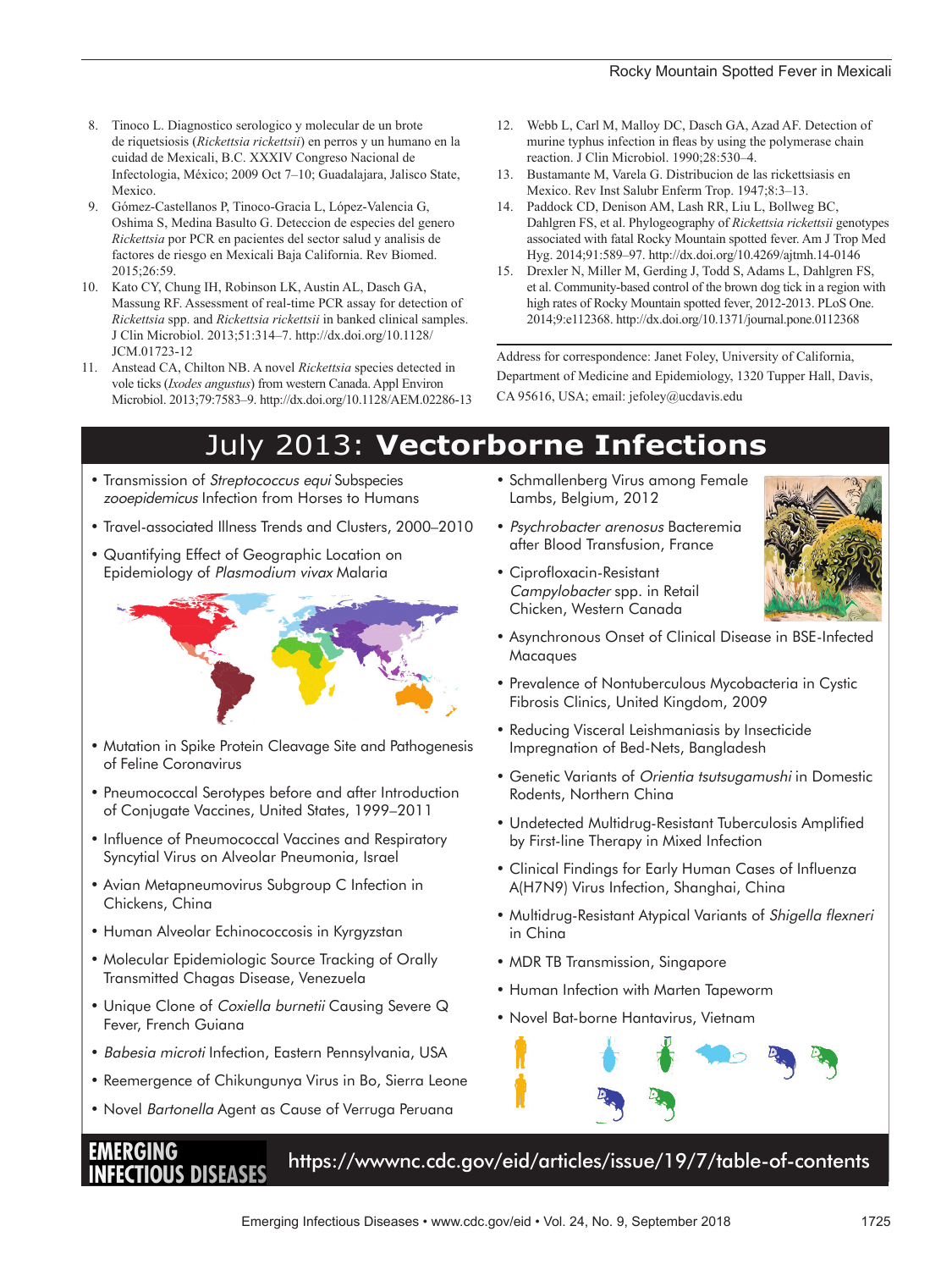8. Tinoco L. Diagnostico serologico y molecular de un brote de riquetsiosis (*Rickettsia rickettsii*) en perros y un humano en la cuidad de Mexicali, B.C. XXXIV Congreso Nacional de Infectologia, México; 2009 Oct 7–10; Guadalajara, Jalisco State, Mexico.
9. Gómez-Castellanos P, Tinoco-Gracia L, López-Valencia G, Oshima S, Medina Basulto G. Deteccion de especies del genero *Rickettsia* por PCR en pacientes del sector salud y analisis de factores de riesgo en Mexicali Baja California. Rev Biomed. 2015;26:59.
10. Kato CY, Chung IH, Robinson LK, Austin AL, Dasch GA, Massung RF. Assessment of real-time PCR assay for detection of *Rickettsia* spp. and *Rickettsia rickettsii* in banked clinical samples. J Clin Microbiol. 2013;51:314–7. http://dx.doi.org/10.1128/JCM.01723-12
11. Anstead CA, Chilton NB. A novel *Rickettsia* species detected in vole ticks (*Ixodes angustus*) from western Canada. Appl Environ Microbiol. 2013;79:7583–9. http://dx.doi.org/10.1128/AEM.02286-13
12. Webb L, Carl M, Malloy DC, Dasch GA, Azad AF. Detection of murine typhus infection in fleas by using the polymerase chain reaction. J Clin Microbiol. 1990;28:530–4.
13. Bustamante M, Varela G. Distribucion de las rickettsiasis en Mexico. Rev Inst Salubr Enferm Trop. 1947;8:3–13.
14. Paddock CD, Denison AM, Lash RR, Liu L, Bollweg BC, Dahlgren FS, et al. Phylogeography of *Rickettsia rickettsii* genotypes associated with fatal Rocky Mountain spotted fever. Am J Trop Med Hyg. 2014;91:589–97. http://dx.doi.org/10.4269/ajtmh.14-0146
15. Drexler N, Miller M, Gerding J, Todd S, Adams L, Dahlgren FS, et al. Community-based control of the brown dog tick in a region with high rates of Rocky Mountain spotted fever, 2012-2013. PLoS One. 2014;9:e112368. http://dx.doi.org/10.1371/journal.pone.0112368

Address for correspondence: Janet Foley, University of California, Department of Medicine and Epidemiology, 1320 Tupper Hall, Davis, CA 95616, USA; email: jefoley@ucdavis.edu

# July 2013: **Vectorborne Infections**

- Transmission of *Streptococcus equi* Subspecies *zooepidemicus* Infection from Horses to Humans
- Travel-associated Illness Trends and Clusters, 2000–2010
- Quantifying Effect of Geographic Location on Epidemiology of *Plasmodium vivax* Malaria
- Mutation in Spike Protein Cleavage Site and Pathogenesis of Feline Coronavirus
- Pneumococcal Serotypes before and after Introduction of Conjugate Vaccines, United States, 1999–2011
- Influence of Pneumococcal Vaccines and Respiratory Syncytial Virus on Alveolar Pneumonia, Israel
- Avian Metapneumovirus Subgroup C Infection in Chickens, China
- Human Alveolar Echinococcosis in Kyrgyzstan
- Molecular Epidemiologic Source Tracking of Orally Transmitted Chagas Disease, Venezuela
- Unique Clone of *Coxiella burnetii* Causing Severe Q Fever, French Guiana
- *Babesia microti* Infection, Eastern Pennsylvania, USA
- Reemergence of Chikungunya Virus in Bo, Sierra Leone
- Novel *Bartonella* Agent as Cause of Verruga Peruana
- Schmallenberg Virus among Female Lambs, Belgium, 2012
- *Psychrobacter arenosus* Bacteremia after Blood Transfusion, France
- Ciprofloxacin-Resistant *Campylobacter* spp. in Retail Chicken, Western Canada
- Asynchronous Onset of Clinical Disease in BSE-Infected Macaques
- Prevalence of Nontuberculous Mycobacteria in Cystic Fibrosis Clinics, United Kingdom, 2009
- Reducing Visceral Leishmaniasis by Insecticide Impregnation of Bed-Nets, Bangladesh
- Genetic Variants of *Orientia tsutsugamushi* in Domestic Rodents, Northern China
- Undetected Multidrug-Resistant Tuberculosis Amplified by First-line Therapy in Mixed Infection
- Clinical Findings for Early Human Cases of Influenza A(H7N9) Virus Infection, Shanghai, China
- Multidrug-Resistant Atypical Variants of *Shigella flexneri* in China
- MDR TB Transmission, Singapore
- Human Infection with Marten Tapeworm
- Novel Bat-borne Hantavirus, Vietnam

EMERGING INFECTIOUS DISEASES https://wwwnc.cdc.gov/eid/articles/issue/19/7/table-of-contents